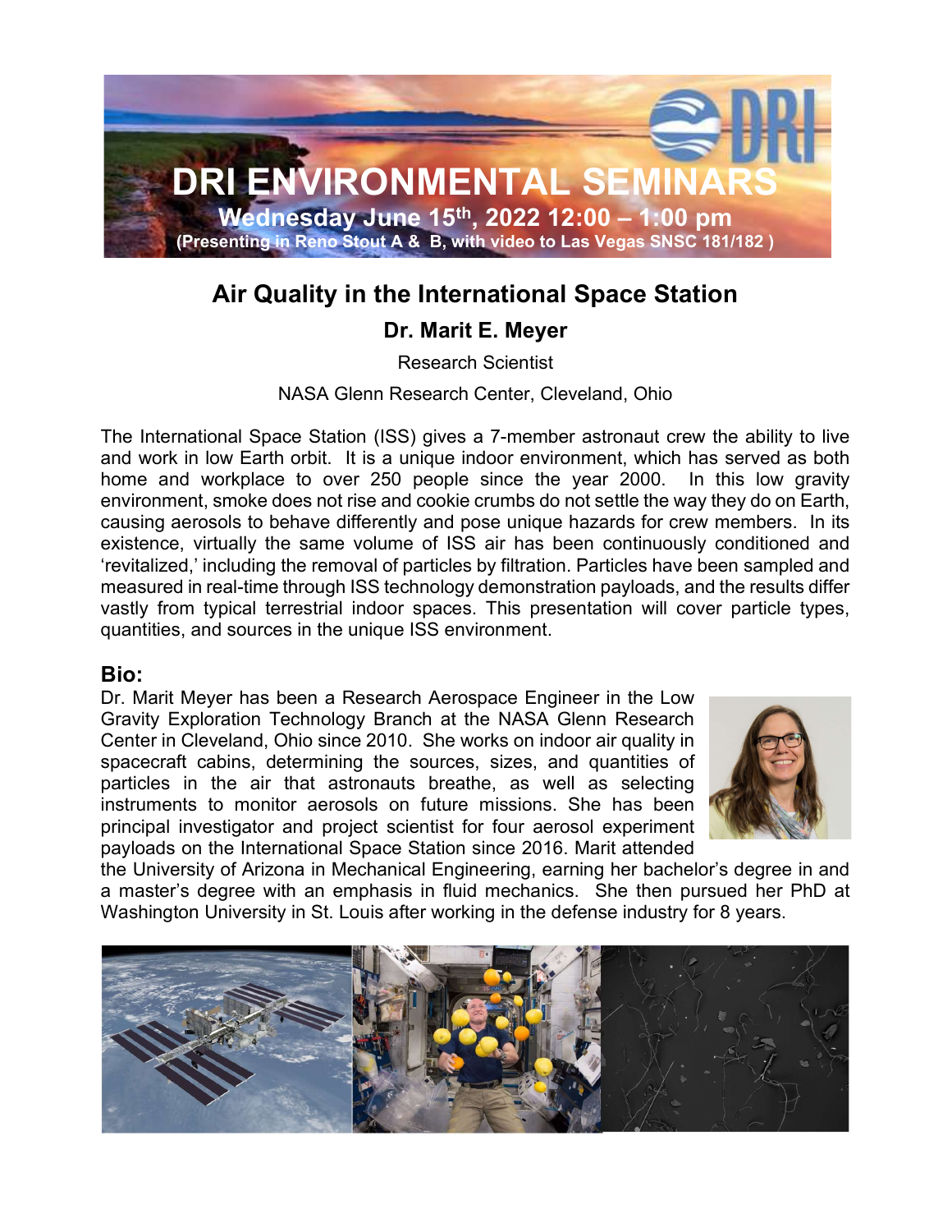# DRI ENVIRONMENTAL SEMINARS

**Wednesday June 15th, 2022 12:00 – 1:00 pm**

**(Presenting in Reno Stout A & B, with video to Las Vegas SNSC 181/182 )**

## Air Quality in the International Space Station

### Dr. Marit E. Meyer

Research Scientist

NASA Glenn Research Center, Cleveland, Ohio

The International Space Station (ISS) gives a 7-member astronaut crew the ability to live and work in low Earth orbit. It is a unique indoor environment, which has served as both home and workplace to over 250 people since the year 2000. In this low gravity environment, smoke does not rise and cookie crumbs do not settle the way they do on Earth, causing aerosols to behave differently and pose unique hazards for crew members. In its existence, virtually the same volume of ISS air has been continuously conditioned and 'revitalized,' including the removal of particles by filtration. Particles have been sampled and measured in real-time through ISS technology demonstration payloads, and the results differ vastly from typical terrestrial indoor spaces. This presentation will cover particle types, quantities, and sources in the unique ISS environment.

## Bio:

Dr. Marit Meyer has been a Research Aerospace Engineer in the Low Gravity Exploration Technology Branch at the NASA Glenn Research Center in Cleveland, Ohio since 2010. She works on indoor air quality in spacecraft cabins, determining the sources, sizes, and quantities of particles in the air that astronauts breathe, as well as selecting instruments to monitor aerosols on future missions. She has been principal investigator and project scientist for four aerosol experiment payloads on the International Space Station since 2016. Marit attended the University of Arizona in Mechanical Engineering, earning her bachelor's degree in and a master's degree with an emphasis in fluid mechanics. She then pursued her PhD at Washington University in St. Louis after working in the defense industry for 8 years.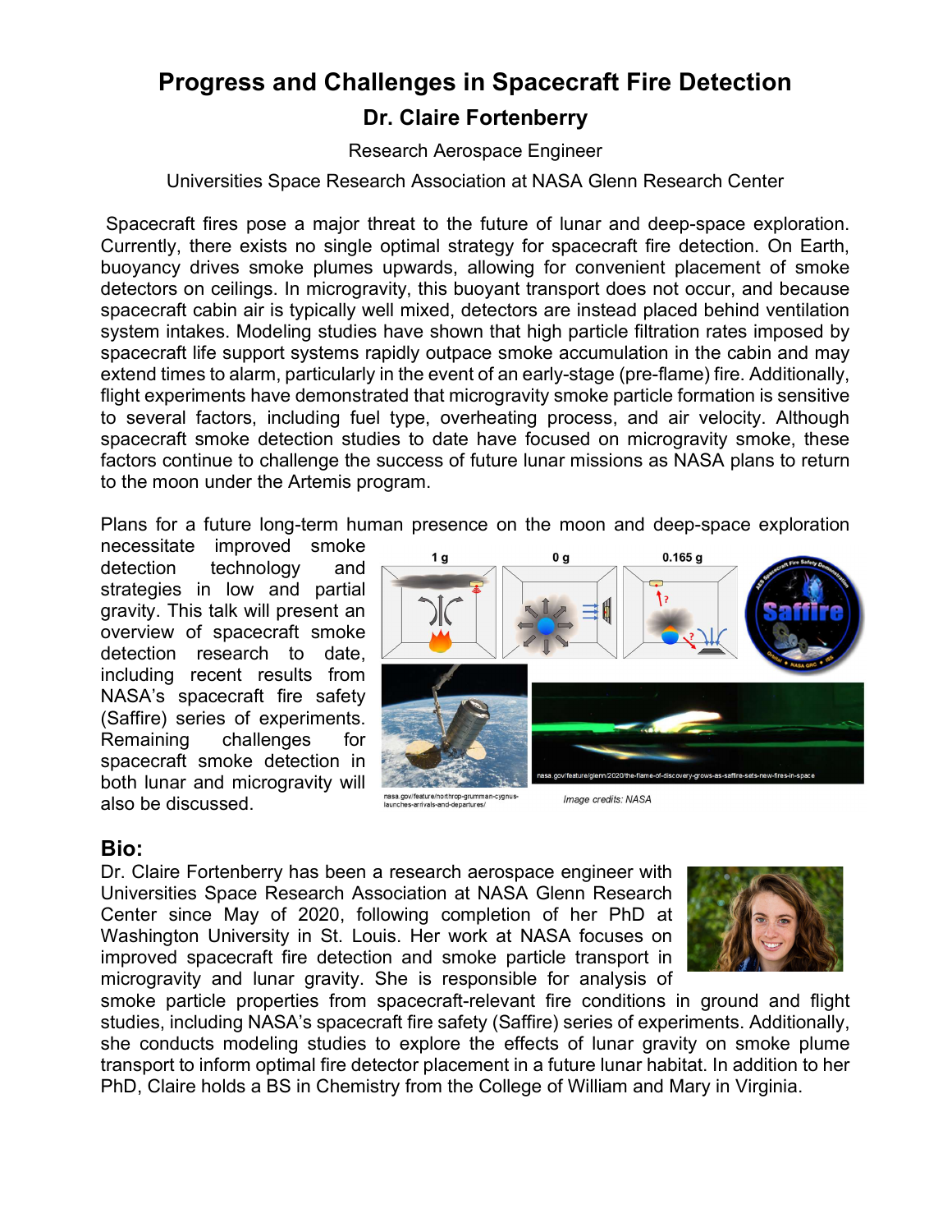# Progress and Challenges in Spacecraft Fire Detection

## Dr. Claire Fortenberry

Research Aerospace Engineer

Universities Space Research Association at NASA Glenn Research Center

Spacecraft fires pose a major threat to the future of lunar and deep-space exploration. Currently, there exists no single optimal strategy for spacecraft fire detection. On Earth, buoyancy drives smoke plumes upwards, allowing for convenient placement of smoke detectors on ceilings. In microgravity, this buoyant transport does not occur, and because spacecraft cabin air is typically well mixed, detectors are instead placed behind ventilation system intakes. Modeling studies have shown that high particle filtration rates imposed by spacecraft life support systems rapidly outpace smoke accumulation in the cabin and may extend times to alarm, particularly in the event of an early-stage (pre-flame) fire. Additionally, flight experiments have demonstrated that microgravity smoke particle formation is sensitive to several factors, including fuel type, overheating process, and air velocity. Although spacecraft smoke detection studies to date have focused on microgravity smoke, these factors continue to challenge the success of future lunar missions as NASA plans to return to the moon under the Artemis program.

Plans for a future long-term human presence on the moon and deep-space exploration necessitate improved smoke detection technology and strategies in low and partial gravity. This talk will present an overview of spacecraft smoke detection research to date, including recent results from NASA's spacecraft fire safety (Saffire) series of experiments. Remaining challenges for spacecraft smoke detection in both lunar and microgravity will also be discussed.

nasa.gov/feature/northrop-grumman-cygnus-launches-arrivals-and-departures/

nasa.gov/feature/glenn/2020/the-flame-of-discovery-grows-as-saffire-sets-new-fires-in-space

*Image credits: NASA*

## Bio:

Dr. Claire Fortenberry has been a research aerospace engineer with Universities Space Research Association at NASA Glenn Research Center since May of 2020, following completion of her PhD at Washington University in St. Louis. Her work at NASA focuses on improved spacecraft fire detection and smoke particle transport in microgravity and lunar gravity. She is responsible for analysis of smoke particle properties from spacecraft-relevant fire conditions in ground and flight studies, including NASA's spacecraft fire safety (Saffire) series of experiments. Additionally, she conducts modeling studies to explore the effects of lunar gravity on smoke plume transport to inform optimal fire detector placement in a future lunar habitat. In addition to her PhD, Claire holds a BS in Chemistry from the College of William and Mary in Virginia.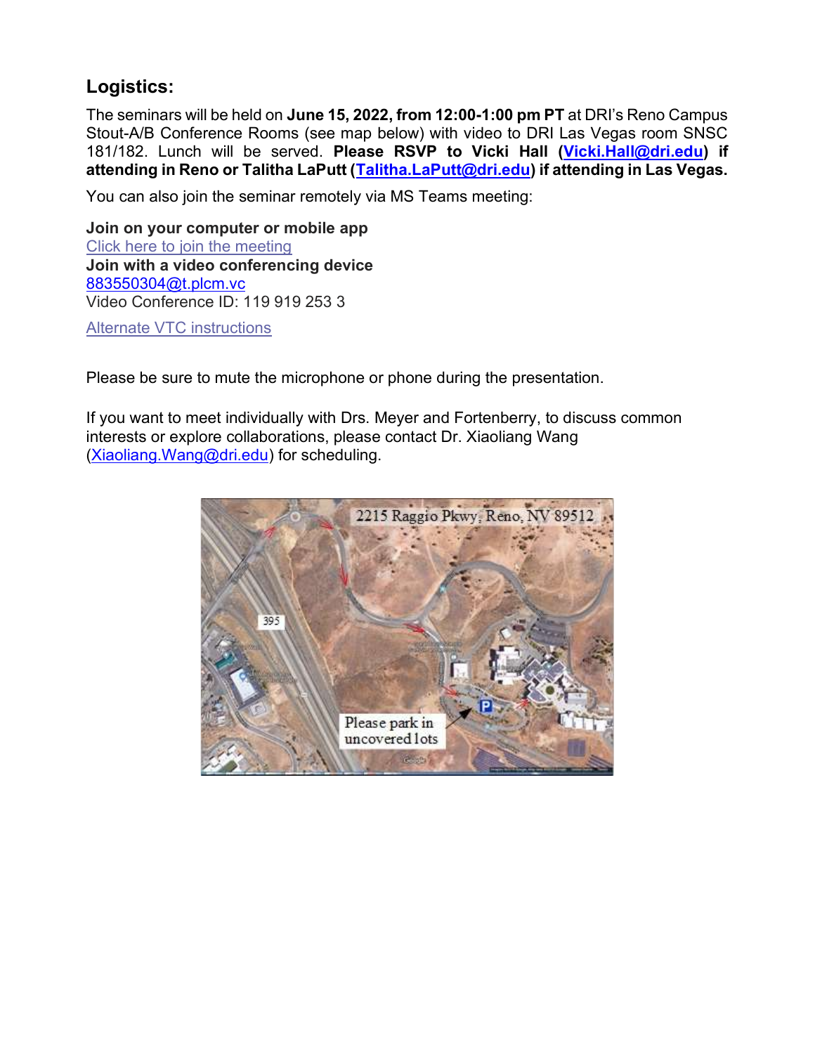## Logistics:

The seminars will be held on **June 15, 2022, from 12:00-1:00 pm PT** at DRI's Reno Campus Stout-A/B Conference Rooms (see map below) with video to DRI Las Vegas room SNSC 181/182. Lunch will be served. **Please RSVP to Vicki Hall (Vicki.Hall@dri.edu) if attending in Reno or Talitha LaPutt (Talitha.LaPutt@dri.edu) if attending in Las Vegas.**

You can also join the seminar remotely via MS Teams meeting:

**Join on your computer or mobile app**
Click here to join the meeting
**Join with a video conferencing device**
883550304@t.plcm.vc
Video Conference ID: 119 919 253 3

Alternate VTC instructions

Please be sure to mute the microphone or phone during the presentation.

If you want to meet individually with Drs. Meyer and Fortenberry, to discuss common interests or explore collaborations, please contact Dr. Xiaoliang Wang (Xiaoliang.Wang@dri.edu) for scheduling.

2215 Raggio Pkwy, Reno, NV 89512

395

Please park in uncovered lots